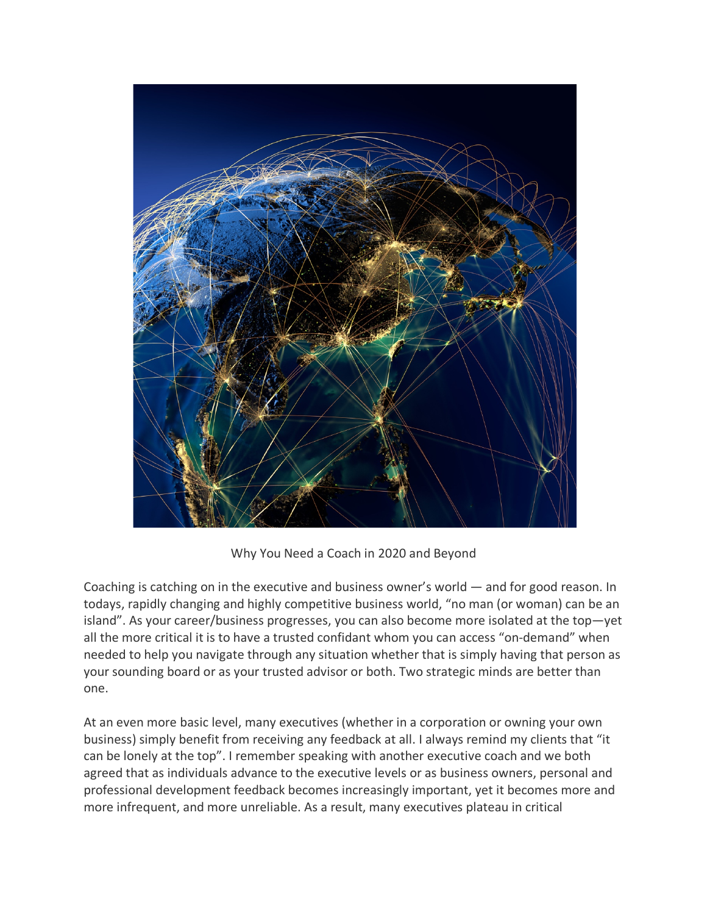Why You Need a Coach in 2020 and Beyond

Coaching is catching on in the executive and business owner's world — and for good reason. In todays, rapidly changing and highly competitive business world, "no man (or woman) can be an island". As your career/business progresses, you can also become more isolated at the top—yet all the more critical it is to have a trusted confidant whom you can access "on-demand" when needed to help you navigate through any situation whether that is simply having that person as your sounding board or as your trusted advisor or both. Two strategic minds are better than one.

At an even more basic level, many executives (whether in a corporation or owning your own business) simply benefit from receiving any feedback at all. I always remind my clients that "it can be lonely at the top". I remember speaking with another executive coach and we both agreed that as individuals advance to the executive levels or as business owners, personal and professional development feedback becomes increasingly important, yet it becomes more and more infrequent, and more unreliable. As a result, many executives plateau in critical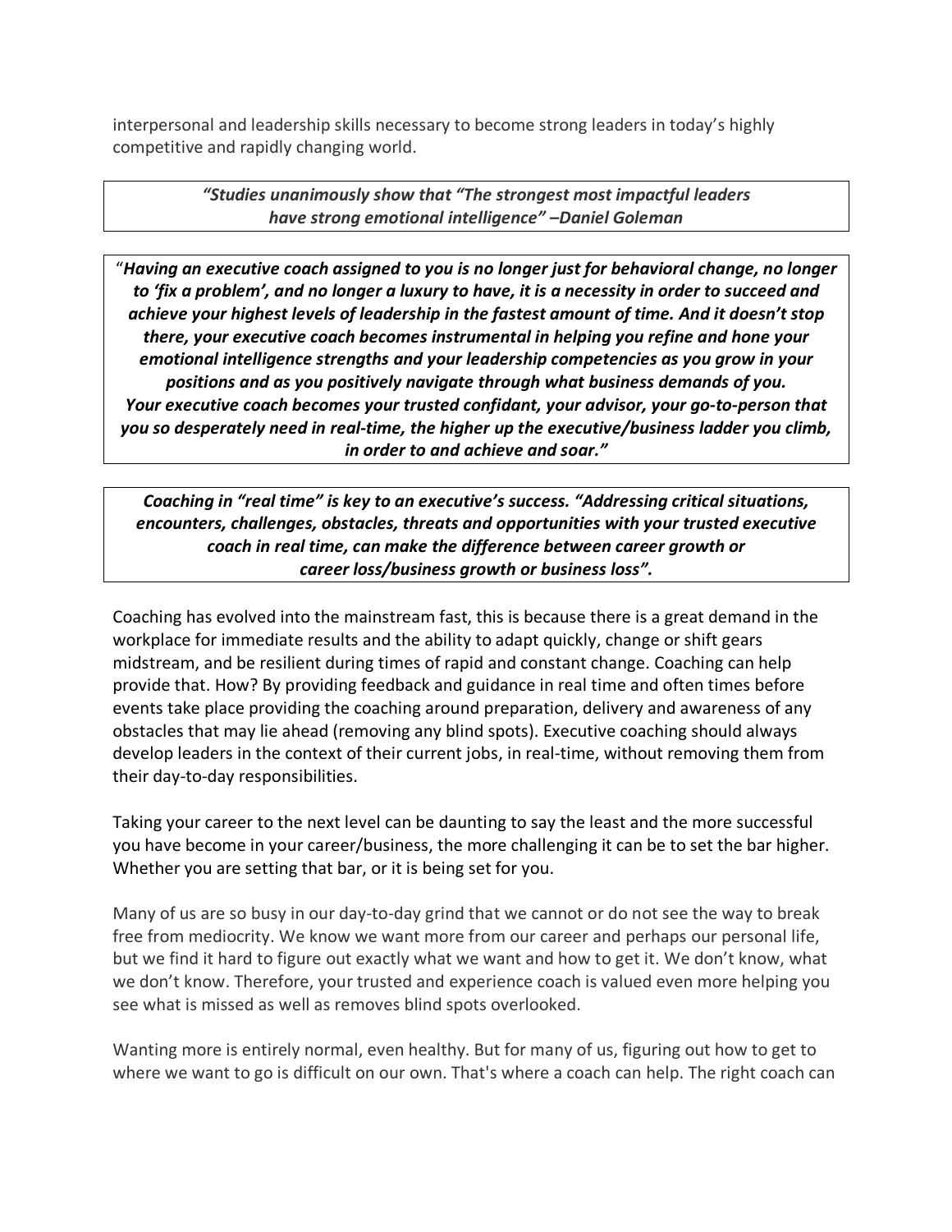interpersonal and leadership skills necessary to become strong leaders in today's highly competitive and rapidly changing world.

> ***"Studies unanimously show that "The strongest most impactful leaders have strong emotional intelligence" –Daniel Goleman***

> "***Having an executive coach assigned to you is no longer just for behavioral change, no longer to 'fix a problem', and no longer a luxury to have, it is a necessity in order to succeed and achieve your highest levels of leadership in the fastest amount of time. And it doesn't stop there, your executive coach becomes instrumental in helping you refine and hone your emotional intelligence strengths and your leadership competencies as you grow in your positions and as you positively navigate through what business demands of you. Your executive coach becomes your trusted confidant, your advisor, your go-to-person that you so desperately need in real-time, the higher up the executive/business ladder you climb, in order to and achieve and soar."***

> ***Coaching in "real time" is key to an executive's success. "Addressing critical situations, encounters, challenges, obstacles, threats and opportunities with your trusted executive coach in real time, can make the difference between career growth or career loss/business growth or business loss".***

Coaching has evolved into the mainstream fast, this is because there is a great demand in the workplace for immediate results and the ability to adapt quickly, change or shift gears midstream, and be resilient during times of rapid and constant change. Coaching can help provide that. How? By providing feedback and guidance in real time and often times before events take place providing the coaching around preparation, delivery and awareness of any obstacles that may lie ahead (removing any blind spots). Executive coaching should always develop leaders in the context of their current jobs, in real-time, without removing them from their day-to-day responsibilities.

Taking your career to the next level can be daunting to say the least and the more successful you have become in your career/business, the more challenging it can be to set the bar higher. Whether you are setting that bar, or it is being set for you.

Many of us are so busy in our day-to-day grind that we cannot or do not see the way to break free from mediocrity. We know we want more from our career and perhaps our personal life, but we find it hard to figure out exactly what we want and how to get it. We don't know, what we don't know. Therefore, your trusted and experience coach is valued even more helping you see what is missed as well as removes blind spots overlooked.

Wanting more is entirely normal, even healthy. But for many of us, figuring out how to get to where we want to go is difficult on our own. That's where a coach can help. The right coach can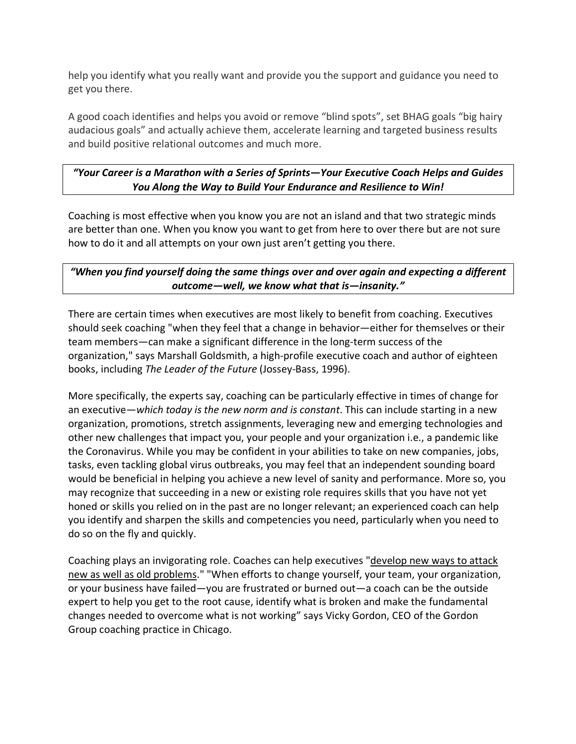help you identify what you really want and provide you the support and guidance you need to get you there.

A good coach identifies and helps you avoid or remove "blind spots", set BHAG goals "big hairy audacious goals" and actually achieve them, accelerate learning and targeted business results and build positive relational outcomes and much more.

> ***"Your Career is a Marathon with a Series of Sprints—Your Executive Coach Helps and Guides You Along the Way to Build Your Endurance and Resilience to Win!***

Coaching is most effective when you know you are not an island and that two strategic minds are better than one. When you know you want to get from here to over there but are not sure how to do it and all attempts on your own just aren't getting you there.

> ***"When you find yourself doing the same things over and over again and expecting a different outcome—well, we know what that is—insanity."***

There are certain times when executives are most likely to benefit from coaching. Executives should seek coaching "when they feel that a change in behavior—either for themselves or their team members—can make a significant difference in the long-term success of the organization," says Marshall Goldsmith, a high-profile executive coach and author of eighteen books, including *The Leader of the Future* (Jossey-Bass, 1996).

More specifically, the experts say, coaching can be particularly effective in times of change for an executive—*which today is the new norm and is constant*. This can include starting in a new organization, promotions, stretch assignments, leveraging new and emerging technologies and other new challenges that impact you, your people and your organization i.e., a pandemic like the Coronavirus. While you may be confident in your abilities to take on new companies, jobs, tasks, even tackling global virus outbreaks, you may feel that an independent sounding board would be beneficial in helping you achieve a new level of sanity and performance. More so, you may recognize that succeeding in a new or existing role requires skills that you have not yet honed or skills you relied on in the past are no longer relevant; an experienced coach can help you identify and sharpen the skills and competencies you need, particularly when you need to do so on the fly and quickly.

Coaching plays an invigorating role. Coaches can help executives "develop new ways to attack new as well as old problems." "When efforts to change yourself, your team, your organization, or your business have failed—you are frustrated or burned out—a coach can be the outside expert to help you get to the root cause, identify what is broken and make the fundamental changes needed to overcome what is not working" says Vicky Gordon, CEO of the Gordon Group coaching practice in Chicago.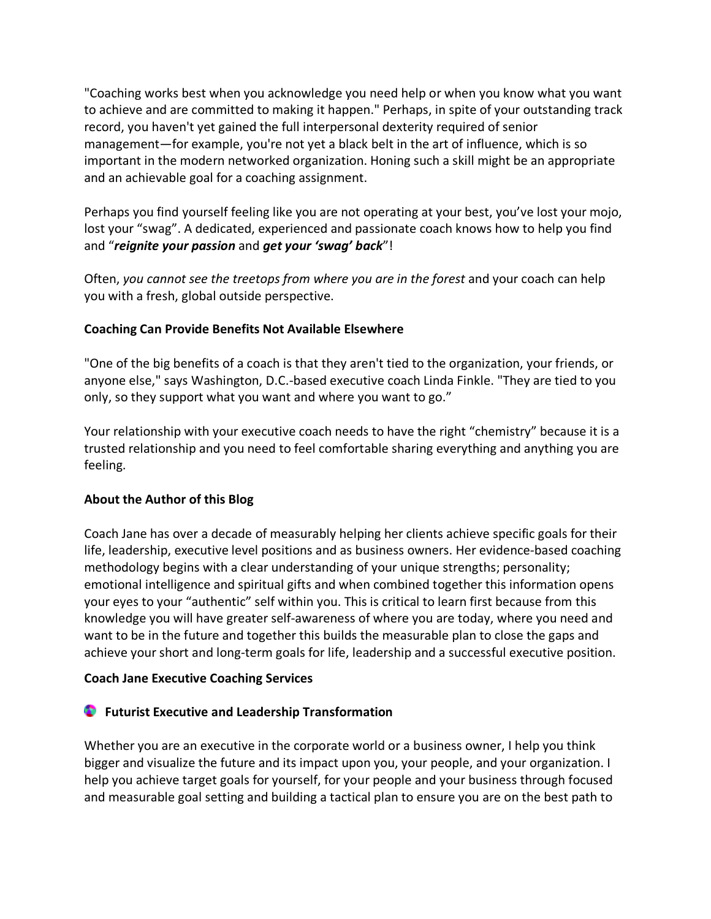"Coaching works best when you acknowledge you need help or when you know what you want to achieve and are committed to making it happen." Perhaps, in spite of your outstanding track record, you haven't yet gained the full interpersonal dexterity required of senior management—for example, you're not yet a black belt in the art of influence, which is so important in the modern networked organization. Honing such a skill might be an appropriate and an achievable goal for a coaching assignment.

Perhaps you find yourself feeling like you are not operating at your best, you've lost your mojo, lost your "swag". A dedicated, experienced and passionate coach knows how to help you find and "***reignite your passion*** and ***get your 'swag' back***"!

Often, *you cannot see the treetops from where you are in the forest* and your coach can help you with a fresh, global outside perspective.

**Coaching Can Provide Benefits Not Available Elsewhere**

"One of the big benefits of a coach is that they aren't tied to the organization, your friends, or anyone else," says Washington, D.C.-based executive coach Linda Finkle. "They are tied to you only, so they support what you want and where you want to go."

Your relationship with your executive coach needs to have the right "chemistry" because it is a trusted relationship and you need to feel comfortable sharing everything and anything you are feeling.

**About the Author of this Blog**

Coach Jane has over a decade of measurably helping her clients achieve specific goals for their life, leadership, executive level positions and as business owners. Her evidence-based coaching methodology begins with a clear understanding of your unique strengths; personality; emotional intelligence and spiritual gifts and when combined together this information opens your eyes to your "authentic" self within you. This is critical to learn first because from this knowledge you will have greater self-awareness of where you are today, where you need and want to be in the future and together this builds the measurable plan to close the gaps and achieve your short and long-term goals for life, leadership and a successful executive position.

**Coach Jane Executive Coaching Services**

- **Futurist Executive and Leadership Transformation**

Whether you are an executive in the corporate world or a business owner, I help you think bigger and visualize the future and its impact upon you, your people, and your organization. I help you achieve target goals for yourself, for your people and your business through focused and measurable goal setting and building a tactical plan to ensure you are on the best path to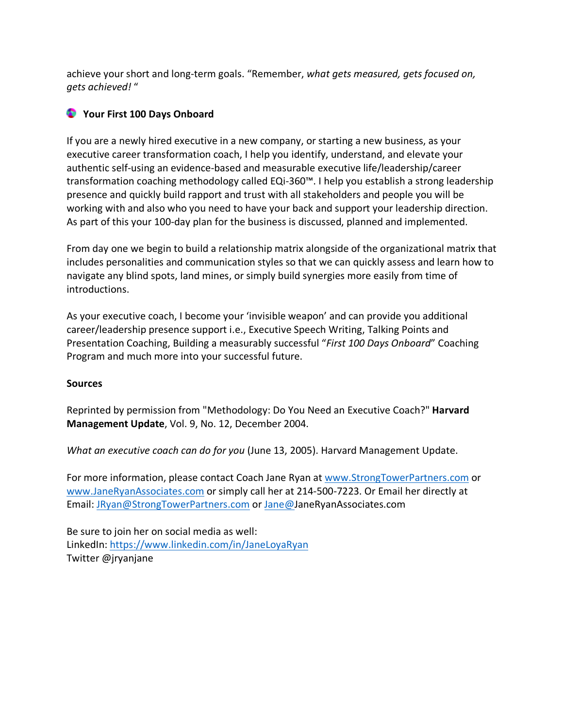achieve your short and long-term goals. "Remember, *what gets measured, gets focused on, gets achieved!* "

### Your First 100 Days Onboard

If you are a newly hired executive in a new company, or starting a new business, as your executive career transformation coach, I help you identify, understand, and elevate your authentic self-using an evidence-based and measurable executive life/leadership/career transformation coaching methodology called EQi-360™. I help you establish a strong leadership presence and quickly build rapport and trust with all stakeholders and people you will be working with and also who you need to have your back and support your leadership direction. As part of this your 100-day plan for the business is discussed, planned and implemented.

From day one we begin to build a relationship matrix alongside of the organizational matrix that includes personalities and communication styles so that we can quickly assess and learn how to navigate any blind spots, land mines, or simply build synergies more easily from time of introductions.

As your executive coach, I become your 'invisible weapon' and can provide you additional career/leadership presence support i.e., Executive Speech Writing, Talking Points and Presentation Coaching, Building a measurably successful "*First 100 Days Onboard*" Coaching Program and much more into your successful future.

**Sources**

Reprinted by permission from "Methodology: Do You Need an Executive Coach?" **Harvard Management Update**, Vol. 9, No. 12, December 2004.

*What an executive coach can do for you* (June 13, 2005). Harvard Management Update.

For more information, please contact Coach Jane Ryan at www.StrongTowerPartners.com or www.JaneRyanAssociates.com or simply call her at 214-500-7223. Or Email her directly at Email: JRyan@StrongTowerPartners.com or Jane@JaneRyanAssociates.com

Be sure to join her on social media as well:
LinkedIn: https://www.linkedin.com/in/JaneLoyaRyan
Twitter @jryanjane